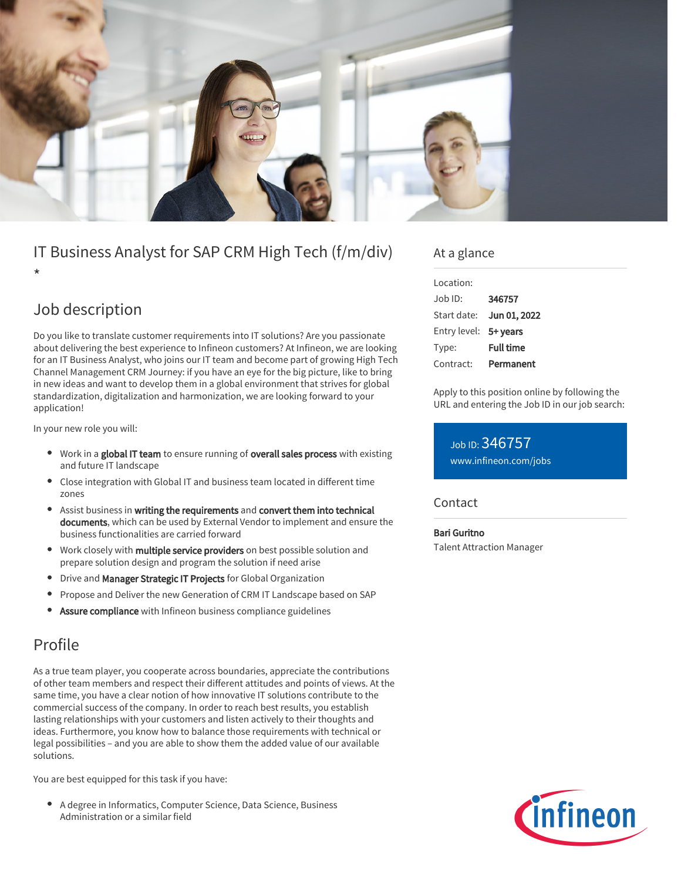# IT Business Analyst for SAP CRM High Tech (f/m/div) *

## Job description

Do you like to translate customer requirements into IT solutions? Are you passionate about delivering the best experience to Infineon customers? At Infineon, we are looking for an IT Business Analyst, who joins our IT team and become part of growing High Tech Channel Management CRM Journey: if you have an eye for the big picture, like to bring in new ideas and want to develop them in a global environment that strives for global standardization, digitalization and harmonization, we are looking forward to your application!

In your new role you will:

- Work in a **global IT team** to ensure running of **overall sales process** with existing and future IT landscape
- Close integration with Global IT and business team located in different time zones
- Assist business in **writing the requirements** and **convert them into technical documents**, which can be used by External Vendor to implement and ensure the business functionalities are carried forward
- Work closely with **multiple service providers** on best possible solution and prepare solution design and program the solution if need arise
- Drive and **Manager Strategic IT Projects** for Global Organization
- Propose and Deliver the new Generation of CRM IT Landscape based on SAP
- **Assure compliance** with Infineon business compliance guidelines

## Profile

As a true team player, you cooperate across boundaries, appreciate the contributions of other team members and respect their different attitudes and points of views. At the same time, you have a clear notion of how innovative IT solutions contribute to the commercial success of the company. In order to reach best results, you establish lasting relationships with your customers and listen actively to their thoughts and ideas. Furthermore, you know how to balance those requirements with technical or legal possibilities – and you are able to show them the added value of our available solutions.

You are best equipped for this task if you have:

- A degree in Informatics, Computer Science, Data Science, Business Administration or a similar field

## At a glance

| | |
|---|---|
| Location: | |
| Job ID: | **346757** |
| Start date: | **Jun 01, 2022** |
| Entry level: | **5+ years** |
| Type: | **Full time** |
| Contract: | **Permanent** |

Apply to this position online by following the URL and entering the Job ID in our job search:

Job ID: 346757
www.infineon.com/jobs

## Contact

**Bari Guritno**
Talent Attraction Manager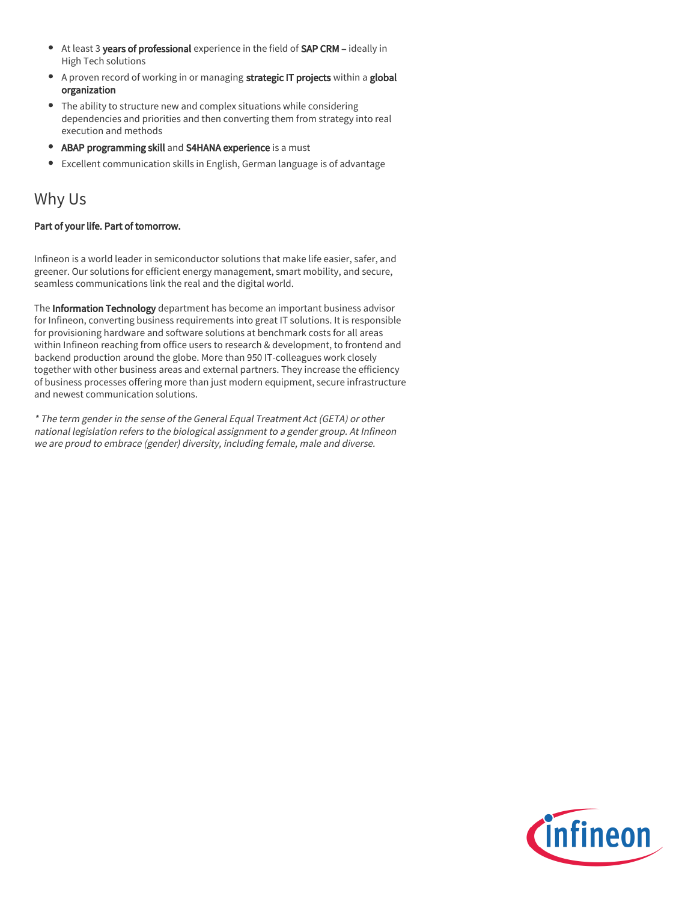- At least 3 **years of professional** experience in the field of **SAP CRM –** ideally in High Tech solutions
- A proven record of working in or managing **strategic IT projects** within a **global organization**
- The ability to structure new and complex situations while considering dependencies and priorities and then converting them from strategy into real execution and methods
- **ABAP programming skill** and **S4HANA experience** is a must
- Excellent communication skills in English, German language is of advantage

## Why Us

**Part of your life. Part of tomorrow.**

Infineon is a world leader in semiconductor solutions that make life easier, safer, and greener. Our solutions for efficient energy management, smart mobility, and secure, seamless communications link the real and the digital world.

The **Information Technology** department has become an important business advisor for Infineon, converting business requirements into great IT solutions. It is responsible for provisioning hardware and software solutions at benchmark costs for all areas within Infineon reaching from office users to research & development, to frontend and backend production around the globe. More than 950 IT-colleagues work closely together with other business areas and external partners. They increase the efficiency of business processes offering more than just modern equipment, secure infrastructure and newest communication solutions.

*\* The term gender in the sense of the General Equal Treatment Act (GETA) or other national legislation refers to the biological assignment to a gender group. At Infineon we are proud to embrace (gender) diversity, including female, male and diverse.*